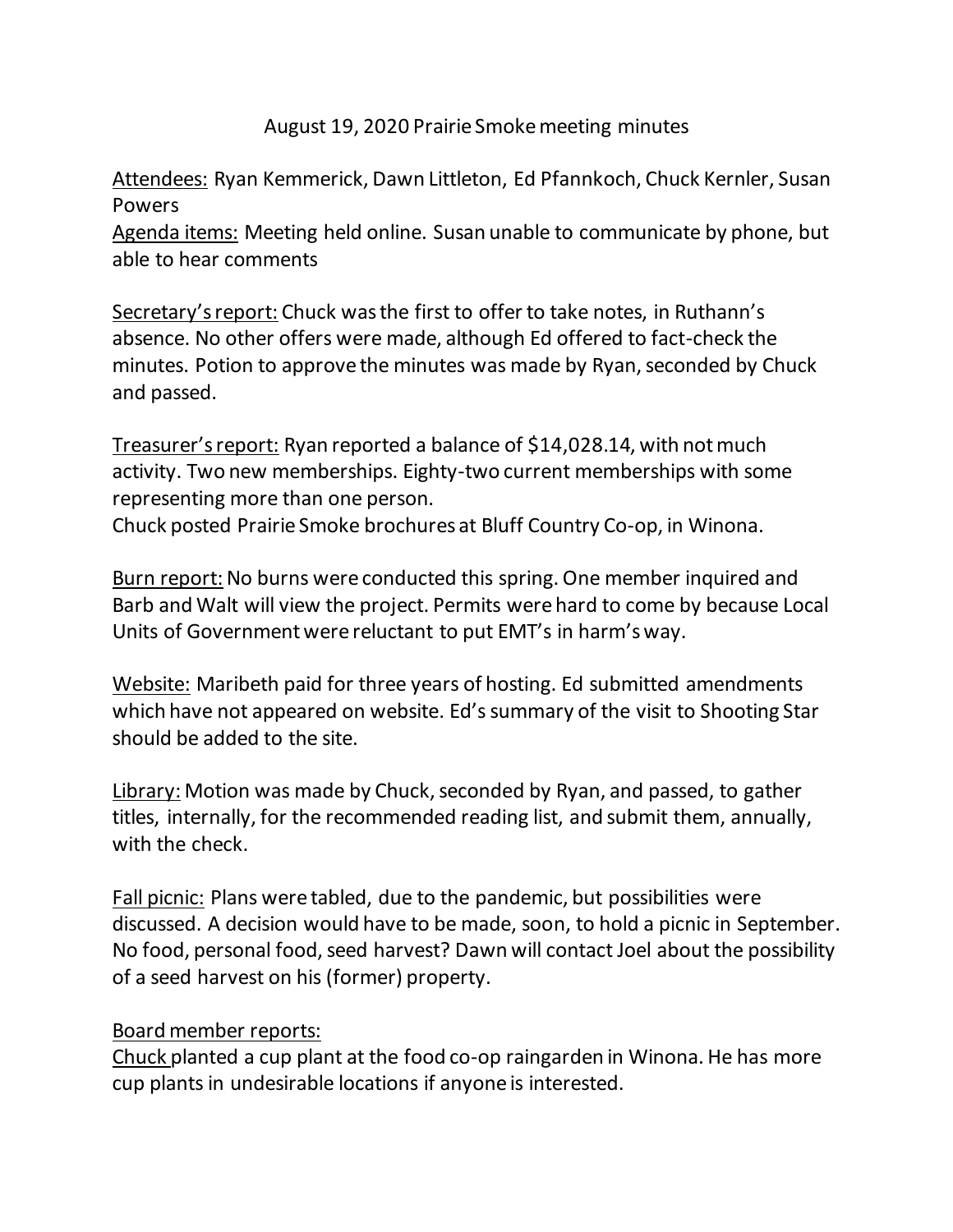# August 19, 2020 Prairie Smoke meeting minutes

Attendees: Ryan Kemmerick, Dawn Littleton, Ed Pfannkoch, Chuck Kernler, Susan Powers

Agenda items: Meeting held online. Susan unable to communicate by phone, but able to hear comments

Secretary's report: Chuck was the first to offer to take notes, in Ruthann's absence. No other offers were made, although Ed offered to fact-check the minutes. Potion to approve the minutes was made by Ryan, seconded by Chuck and passed.

Treasurer's report: Ryan reported a balance of $14,028.14, with not much activity. Two new memberships. Eighty-two current memberships with some representing more than one person.

Chuck posted Prairie Smoke brochures at Bluff Country Co-op, in Winona.

Burn report: No burns were conducted this spring. One member inquired and Barb and Walt will view the project. Permits were hard to come by because Local Units of Government were reluctant to put EMT's in harm's way.

Website: Maribeth paid for three years of hosting. Ed submitted amendments which have not appeared on website. Ed's summary of the visit to Shooting Star should be added to the site.

Library: Motion was made by Chuck, seconded by Ryan, and passed, to gather titles, internally, for the recommended reading list, and submit them, annually, with the check.

Fall picnic: Plans were tabled, due to the pandemic, but possibilities were discussed. A decision would have to be made, soon, to hold a picnic in September. No food, personal food, seed harvest? Dawn will contact Joel about the possibility of a seed harvest on his (former) property.

Board member reports:

Chuck planted a cup plant at the food co-op raingarden in Winona. He has more cup plants in undesirable locations if anyone is interested.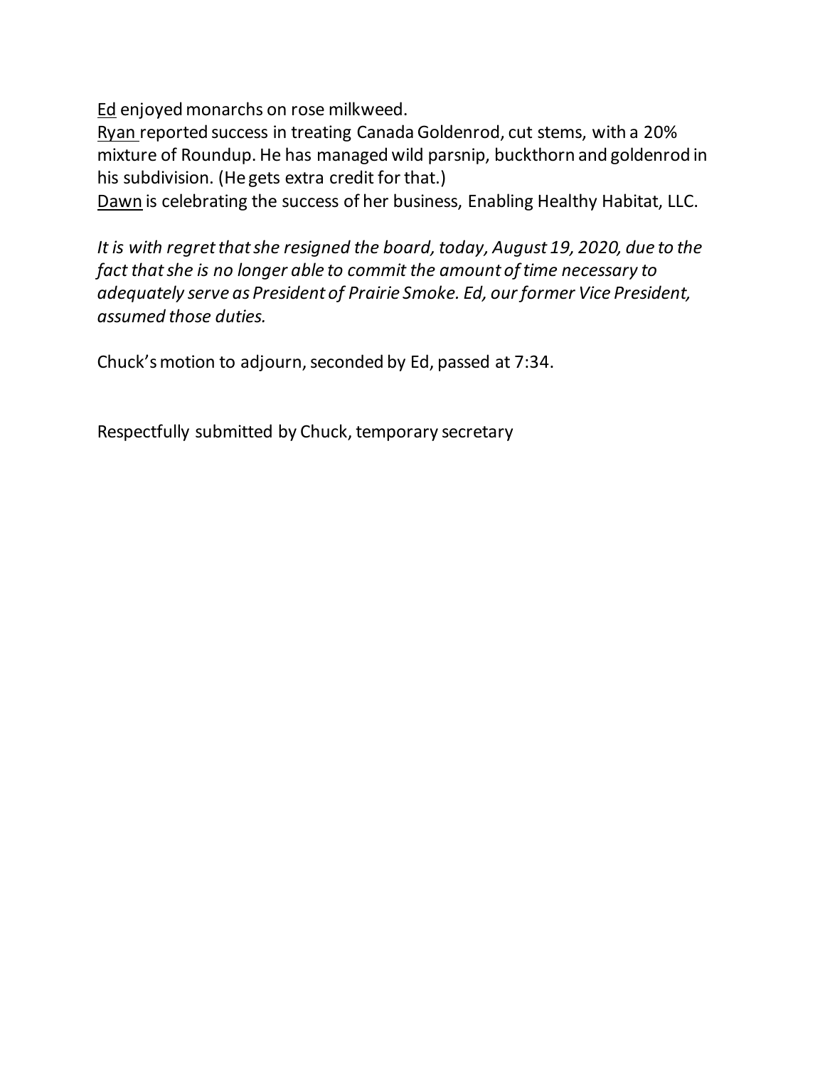<u>Ed</u> enjoyed monarchs on rose milkweed.
<u>Ryan</u> reported success in treating Canada Goldenrod, cut stems, with a 20% mixture of Roundup. He has managed wild parsnip, buckthorn and goldenrod in his subdivision. (He gets extra credit for that.)
<u>Dawn</u> is celebrating the success of her business, Enabling Healthy Habitat, LLC.

*It is with regret that she resigned the board, today, August 19, 2020, due to the fact that she is no longer able to commit the amount of time necessary to adequately serve as President of Prairie Smoke. Ed, our former Vice President, assumed those duties.*

Chuck's motion to adjourn, seconded by Ed, passed at 7:34.

Respectfully submitted by Chuck, temporary secretary